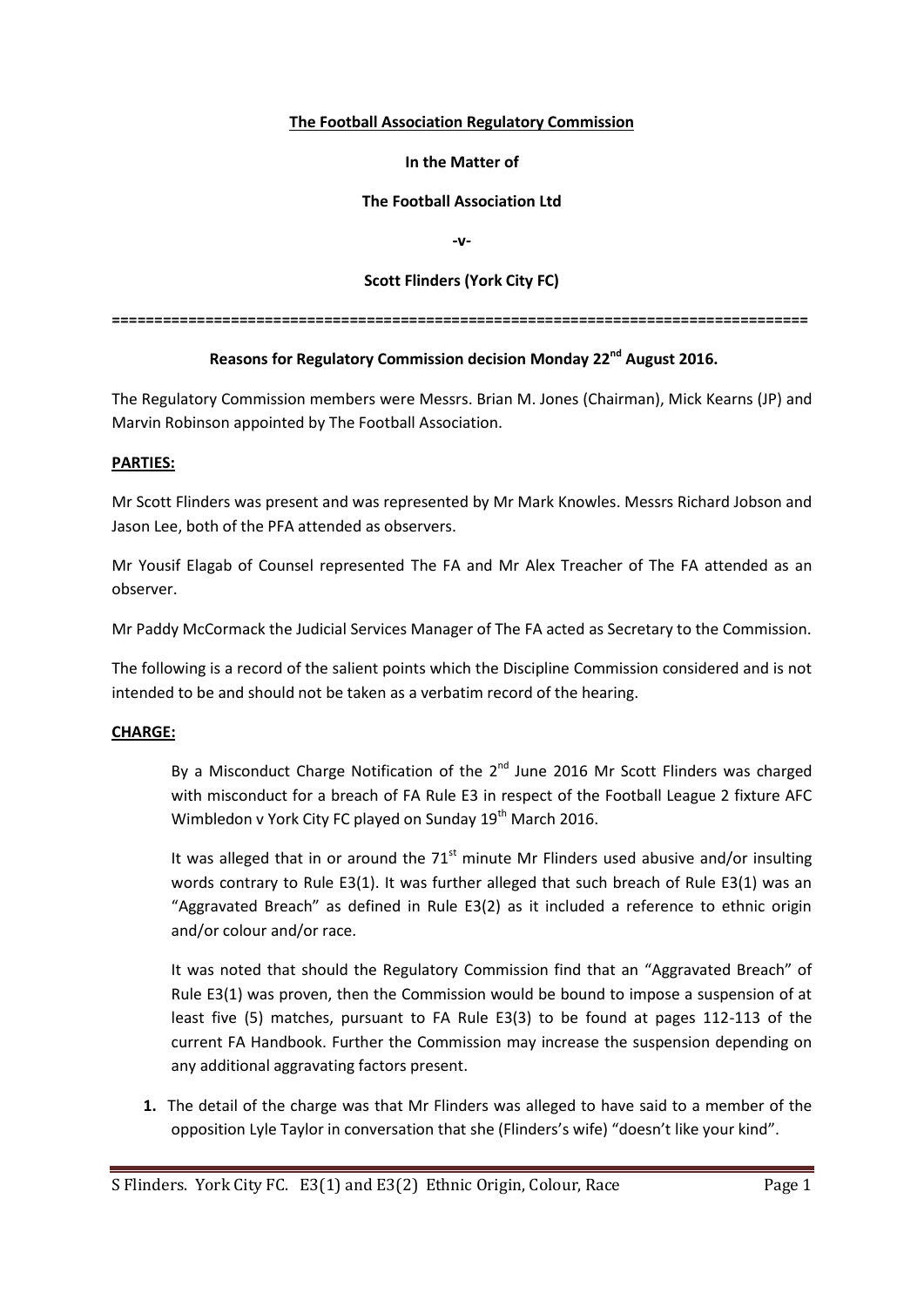**The Football Association Regulatory Commission**

**In the Matter of**

**The Football Association Ltd**

**-v-**

**Scott Flinders (York City FC)**

==================================================================================

**Reasons for Regulatory Commission decision Monday 22nd August 2016.**

The Regulatory Commission members were Messrs. Brian M. Jones (Chairman), Mick Kearns (JP) and Marvin Robinson appointed by The Football Association.

**PARTIES:**

Mr Scott Flinders was present and was represented by Mr Mark Knowles. Messrs Richard Jobson and Jason Lee, both of the PFA attended as observers.

Mr Yousif Elagab of Counsel represented The FA and Mr Alex Treacher of The FA attended as an observer.

Mr Paddy McCormack the Judicial Services Manager of The FA acted as Secretary to the Commission.

The following is a record of the salient points which the Discipline Commission considered and is not intended to be and should not be taken as a verbatim record of the hearing.

**CHARGE:**

By a Misconduct Charge Notification of the 2nd June 2016 Mr Scott Flinders was charged with misconduct for a breach of FA Rule E3 in respect of the Football League 2 fixture AFC Wimbledon v York City FC played on Sunday 19th March 2016.

It was alleged that in or around the 71st minute Mr Flinders used abusive and/or insulting words contrary to Rule E3(1). It was further alleged that such breach of Rule E3(1) was an "Aggravated Breach" as defined in Rule E3(2) as it included a reference to ethnic origin and/or colour and/or race.

It was noted that should the Regulatory Commission find that an "Aggravated Breach" of Rule E3(1) was proven, then the Commission would be bound to impose a suspension of at least five (5) matches, pursuant to FA Rule E3(3) to be found at pages 112-113 of the current FA Handbook. Further the Commission may increase the suspension depending on any additional aggravating factors present.

1. The detail of the charge was that Mr Flinders was alleged to have said to a member of the opposition Lyle Taylor in conversation that she (Flinders's wife) "doesn't like your kind".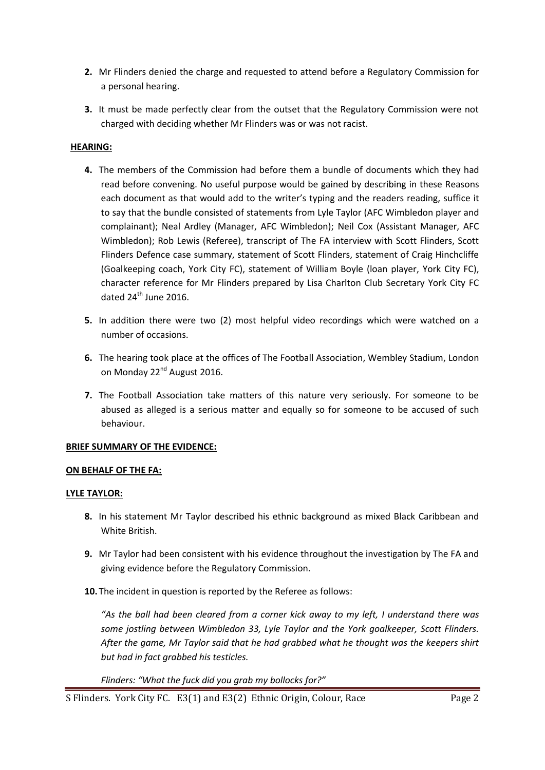2. Mr Flinders denied the charge and requested to attend before a Regulatory Commission for a personal hearing.

3. It must be made perfectly clear from the outset that the Regulatory Commission were not charged with deciding whether Mr Flinders was or was not racist.

**HEARING:**

4. The members of the Commission had before them a bundle of documents which they had read before convening. No useful purpose would be gained by describing in these Reasons each document as that would add to the writer's typing and the readers reading, suffice it to say that the bundle consisted of statements from Lyle Taylor (AFC Wimbledon player and complainant); Neal Ardley (Manager, AFC Wimbledon); Neil Cox (Assistant Manager, AFC Wimbledon); Rob Lewis (Referee), transcript of The FA interview with Scott Flinders, Scott Flinders Defence case summary, statement of Scott Flinders, statement of Craig Hinchcliffe (Goalkeeping coach, York City FC), statement of William Boyle (loan player, York City FC), character reference for Mr Flinders prepared by Lisa Charlton Club Secretary York City FC dated 24th June 2016.

5. In addition there were two (2) most helpful video recordings which were watched on a number of occasions.

6. The hearing took place at the offices of The Football Association, Wembley Stadium, London on Monday 22nd August 2016.

7. The Football Association take matters of this nature very seriously. For someone to be abused as alleged is a serious matter and equally so for someone to be accused of such behaviour.

**BRIEF SUMMARY OF THE EVIDENCE:**

**ON BEHALF OF THE FA:**

**LYLE TAYLOR:**

8. In his statement Mr Taylor described his ethnic background as mixed Black Caribbean and White British.

9. Mr Taylor had been consistent with his evidence throughout the investigation by The FA and giving evidence before the Regulatory Commission.

10. The incident in question is reported by the Referee as follows:

*"As the ball had been cleared from a corner kick away to my left, I understand there was some jostling between Wimbledon 33, Lyle Taylor and the York goalkeeper, Scott Flinders. After the game, Mr Taylor said that he had grabbed what he thought was the keepers shirt but had in fact grabbed his testicles.*

*Flinders: "What the fuck did you grab my bollocks for?"*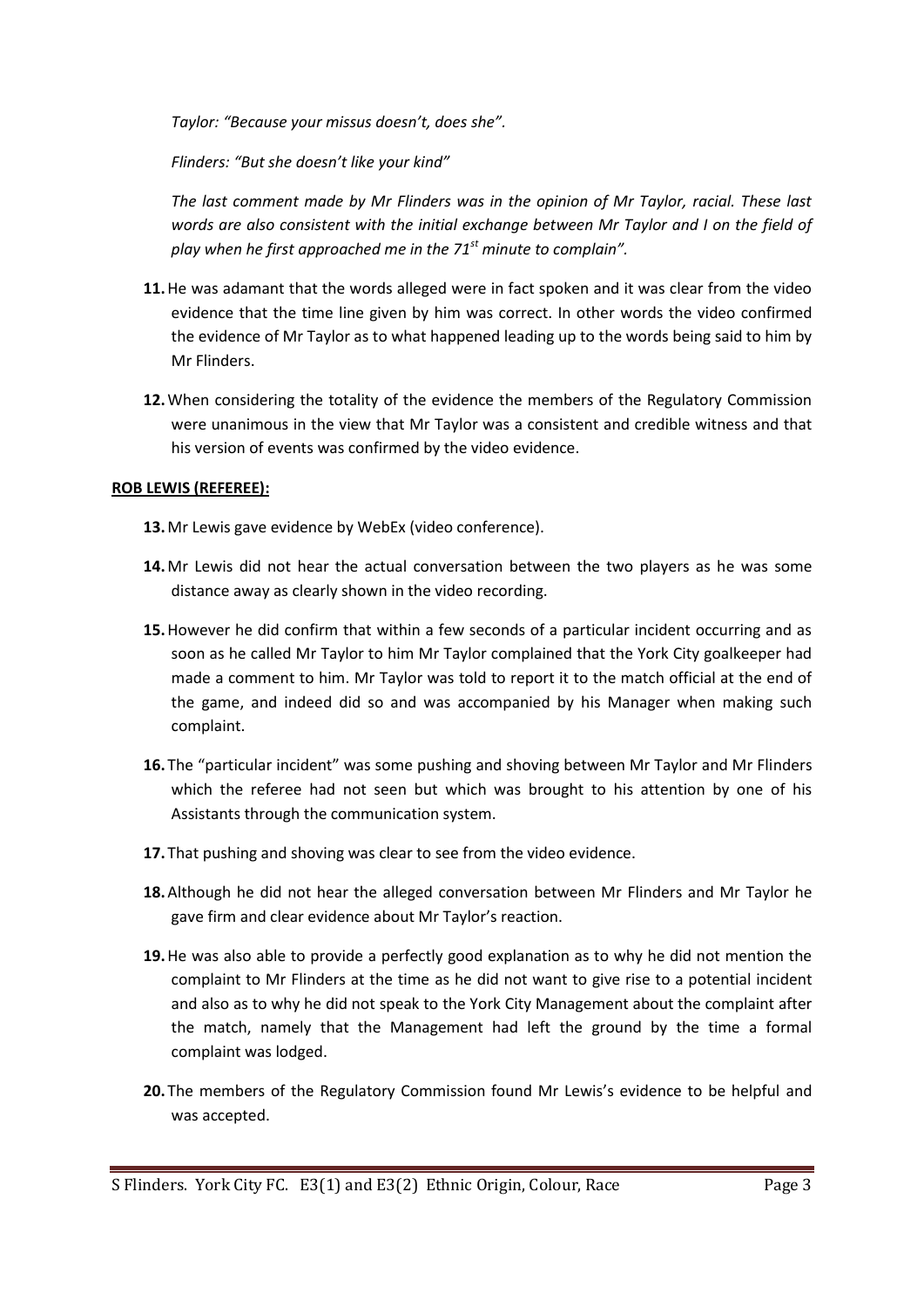*Taylor: "Because your missus doesn't, does she".*

*Flinders: "But she doesn't like your kind"*

*The last comment made by Mr Flinders was in the opinion of Mr Taylor, racial. These last words are also consistent with the initial exchange between Mr Taylor and I on the field of play when he first approached me in the 71st minute to complain".*

**11.** He was adamant that the words alleged were in fact spoken and it was clear from the video evidence that the time line given by him was correct. In other words the video confirmed the evidence of Mr Taylor as to what happened leading up to the words being said to him by Mr Flinders.

**12.** When considering the totality of the evidence the members of the Regulatory Commission were unanimous in the view that Mr Taylor was a consistent and credible witness and that his version of events was confirmed by the video evidence.

**ROB LEWIS (REFEREE):**

**13.** Mr Lewis gave evidence by WebEx (video conference).

**14.** Mr Lewis did not hear the actual conversation between the two players as he was some distance away as clearly shown in the video recording.

**15.** However he did confirm that within a few seconds of a particular incident occurring and as soon as he called Mr Taylor to him Mr Taylor complained that the York City goalkeeper had made a comment to him. Mr Taylor was told to report it to the match official at the end of the game, and indeed did so and was accompanied by his Manager when making such complaint.

**16.** The "particular incident" was some pushing and shoving between Mr Taylor and Mr Flinders which the referee had not seen but which was brought to his attention by one of his Assistants through the communication system.

**17.** That pushing and shoving was clear to see from the video evidence.

**18.** Although he did not hear the alleged conversation between Mr Flinders and Mr Taylor he gave firm and clear evidence about Mr Taylor's reaction.

**19.** He was also able to provide a perfectly good explanation as to why he did not mention the complaint to Mr Flinders at the time as he did not want to give rise to a potential incident and also as to why he did not speak to the York City Management about the complaint after the match, namely that the Management had left the ground by the time a formal complaint was lodged.

**20.** The members of the Regulatory Commission found Mr Lewis's evidence to be helpful and was accepted.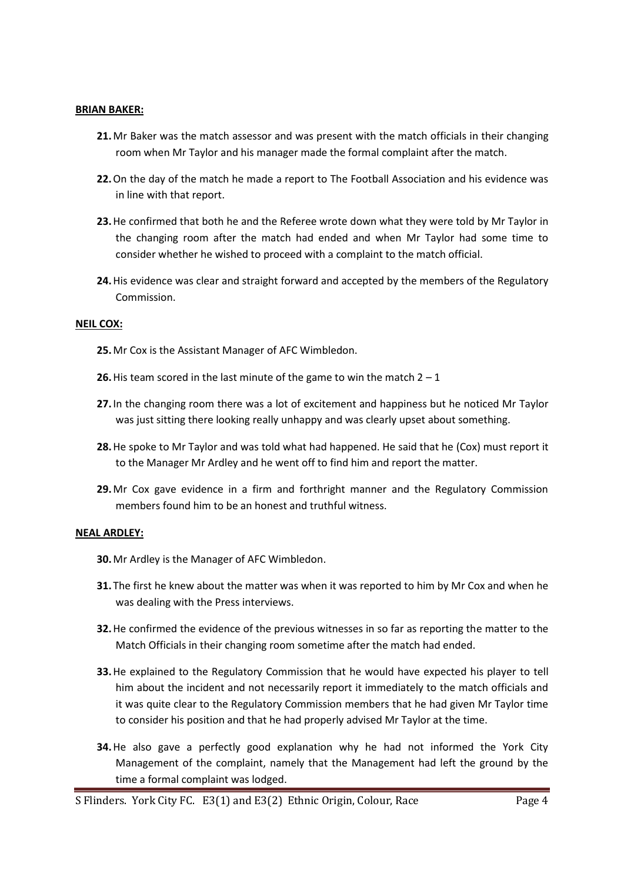**BRIAN BAKER:**

21. Mr Baker was the match assessor and was present with the match officials in their changing room when Mr Taylor and his manager made the formal complaint after the match.

22. On the day of the match he made a report to The Football Association and his evidence was in line with that report.

23. He confirmed that both he and the Referee wrote down what they were told by Mr Taylor in the changing room after the match had ended and when Mr Taylor had some time to consider whether he wished to proceed with a complaint to the match official.

24. His evidence was clear and straight forward and accepted by the members of the Regulatory Commission.

**NEIL COX:**

25. Mr Cox is the Assistant Manager of AFC Wimbledon.

26. His team scored in the last minute of the game to win the match 2 – 1

27. In the changing room there was a lot of excitement and happiness but he noticed Mr Taylor was just sitting there looking really unhappy and was clearly upset about something.

28. He spoke to Mr Taylor and was told what had happened. He said that he (Cox) must report it to the Manager Mr Ardley and he went off to find him and report the matter.

29. Mr Cox gave evidence in a firm and forthright manner and the Regulatory Commission members found him to be an honest and truthful witness.

**NEAL ARDLEY:**

30. Mr Ardley is the Manager of AFC Wimbledon.

31. The first he knew about the matter was when it was reported to him by Mr Cox and when he was dealing with the Press interviews.

32. He confirmed the evidence of the previous witnesses in so far as reporting the matter to the Match Officials in their changing room sometime after the match had ended.

33. He explained to the Regulatory Commission that he would have expected his player to tell him about the incident and not necessarily report it immediately to the match officials and it was quite clear to the Regulatory Commission members that he had given Mr Taylor time to consider his position and that he had properly advised Mr Taylor at the time.

34. He also gave a perfectly good explanation why he had not informed the York City Management of the complaint, namely that the Management had left the ground by the time a formal complaint was lodged.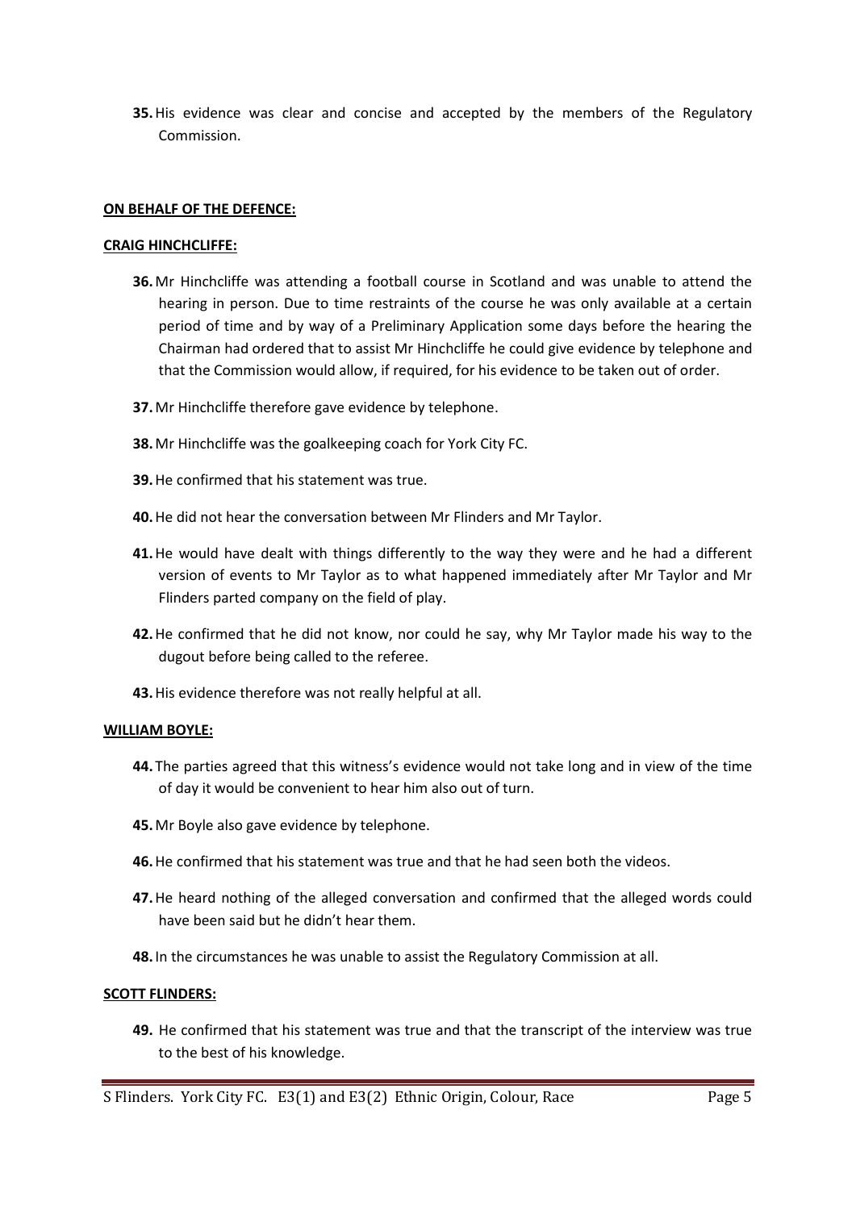35. His evidence was clear and concise and accepted by the members of the Regulatory Commission.

**ON BEHALF OF THE DEFENCE:**

**CRAIG HINCHCLIFFE:**

36. Mr Hinchcliffe was attending a football course in Scotland and was unable to attend the hearing in person. Due to time restraints of the course he was only available at a certain period of time and by way of a Preliminary Application some days before the hearing the Chairman had ordered that to assist Mr Hinchcliffe he could give evidence by telephone and that the Commission would allow, if required, for his evidence to be taken out of order.

37. Mr Hinchcliffe therefore gave evidence by telephone.

38. Mr Hinchcliffe was the goalkeeping coach for York City FC.

39. He confirmed that his statement was true.

40. He did not hear the conversation between Mr Flinders and Mr Taylor.

41. He would have dealt with things differently to the way they were and he had a different version of events to Mr Taylor as to what happened immediately after Mr Taylor and Mr Flinders parted company on the field of play.

42. He confirmed that he did not know, nor could he say, why Mr Taylor made his way to the dugout before being called to the referee.

43. His evidence therefore was not really helpful at all.

**WILLIAM BOYLE:**

44. The parties agreed that this witness's evidence would not take long and in view of the time of day it would be convenient to hear him also out of turn.

45. Mr Boyle also gave evidence by telephone.

46. He confirmed that his statement was true and that he had seen both the videos.

47. He heard nothing of the alleged conversation and confirmed that the alleged words could have been said but he didn't hear them.

48. In the circumstances he was unable to assist the Regulatory Commission at all.

**SCOTT FLINDERS:**

49. He confirmed that his statement was true and that the transcript of the interview was true to the best of his knowledge.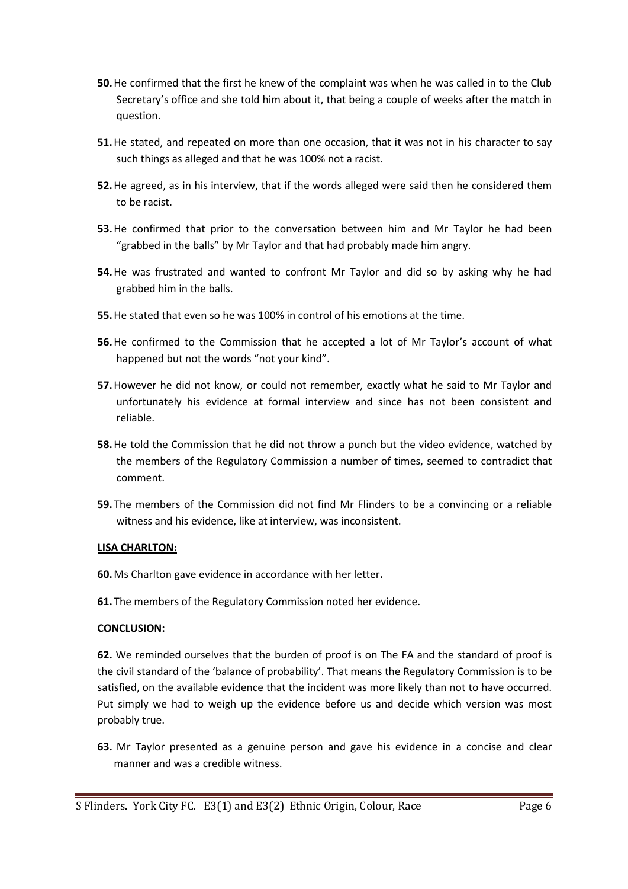**50.** He confirmed that the first he knew of the complaint was when he was called in to the Club Secretary's office and she told him about it, that being a couple of weeks after the match in question.

**51.** He stated, and repeated on more than one occasion, that it was not in his character to say such things as alleged and that he was 100% not a racist.

**52.** He agreed, as in his interview, that if the words alleged were said then he considered them to be racist.

**53.** He confirmed that prior to the conversation between him and Mr Taylor he had been "grabbed in the balls" by Mr Taylor and that had probably made him angry.

**54.** He was frustrated and wanted to confront Mr Taylor and did so by asking why he had grabbed him in the balls.

**55.** He stated that even so he was 100% in control of his emotions at the time.

**56.** He confirmed to the Commission that he accepted a lot of Mr Taylor's account of what happened but not the words "not your kind".

**57.** However he did not know, or could not remember, exactly what he said to Mr Taylor and unfortunately his evidence at formal interview and since has not been consistent and reliable.

**58.** He told the Commission that he did not throw a punch but the video evidence, watched by the members of the Regulatory Commission a number of times, seemed to contradict that comment.

**59.** The members of the Commission did not find Mr Flinders to be a convincing or a reliable witness and his evidence, like at interview, was inconsistent.

**LISA CHARLTON:**

**60.** Ms Charlton gave evidence in accordance with her letter**.**

**61.** The members of the Regulatory Commission noted her evidence.

**CONCLUSION:**

**62.** We reminded ourselves that the burden of proof is on The FA and the standard of proof is the civil standard of the 'balance of probability'. That means the Regulatory Commission is to be satisfied, on the available evidence that the incident was more likely than not to have occurred. Put simply we had to weigh up the evidence before us and decide which version was most probably true.

**63.** Mr Taylor presented as a genuine person and gave his evidence in a concise and clear manner and was a credible witness.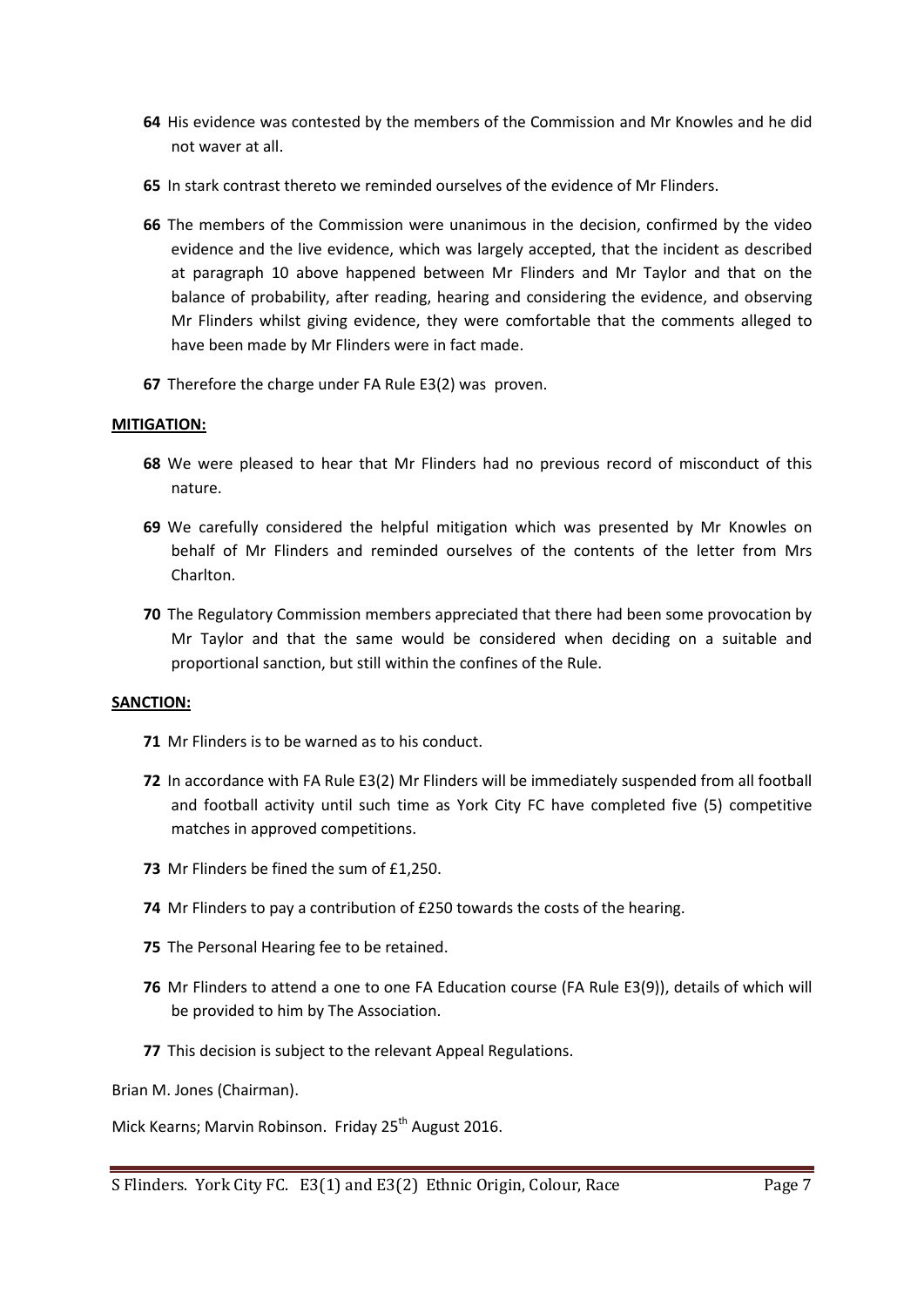**64** His evidence was contested by the members of the Commission and Mr Knowles and he did not waver at all.

**65** In stark contrast thereto we reminded ourselves of the evidence of Mr Flinders.

**66** The members of the Commission were unanimous in the decision, confirmed by the video evidence and the live evidence, which was largely accepted, that the incident as described at paragraph 10 above happened between Mr Flinders and Mr Taylor and that on the balance of probability, after reading, hearing and considering the evidence, and observing Mr Flinders whilst giving evidence, they were comfortable that the comments alleged to have been made by Mr Flinders were in fact made.

**67** Therefore the charge under FA Rule E3(2) was proven.

**MITIGATION:**

**68** We were pleased to hear that Mr Flinders had no previous record of misconduct of this nature.

**69** We carefully considered the helpful mitigation which was presented by Mr Knowles on behalf of Mr Flinders and reminded ourselves of the contents of the letter from Mrs Charlton.

**70** The Regulatory Commission members appreciated that there had been some provocation by Mr Taylor and that the same would be considered when deciding on a suitable and proportional sanction, but still within the confines of the Rule.

**SANCTION:**

**71** Mr Flinders is to be warned as to his conduct.

**72** In accordance with FA Rule E3(2) Mr Flinders will be immediately suspended from all football and football activity until such time as York City FC have completed five (5) competitive matches in approved competitions.

**73** Mr Flinders be fined the sum of £1,250.

**74** Mr Flinders to pay a contribution of £250 towards the costs of the hearing.

**75** The Personal Hearing fee to be retained.

**76** Mr Flinders to attend a one to one FA Education course (FA Rule E3(9)), details of which will be provided to him by The Association.

**77** This decision is subject to the relevant Appeal Regulations.

Brian M. Jones (Chairman).

Mick Kearns; Marvin Robinson. Friday 25th August 2016.